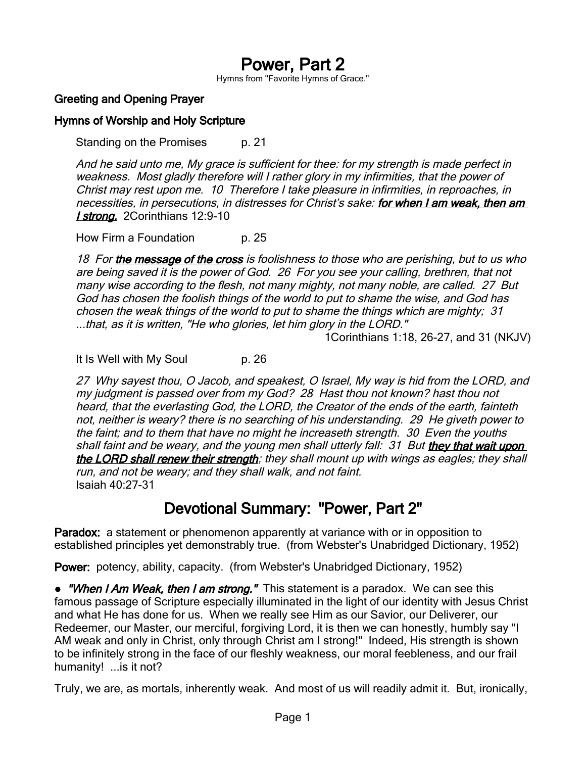# Power, Part 2

Hymns from "Favorite Hymns of Grace."

## Greeting and Opening Prayer

## Hymns of Worship and Holy Scripture

Standing on the Promises p. 21

*And he said unto me, My grace is sufficient for thee: for my strength is made perfect in weakness. Most gladly therefore will I rather glory in my infirmities, that the power of Christ may rest upon me. 10 Therefore I take pleasure in infirmities, in reproaches, in necessities, in persecutions, in distresses for Christ's sake:* ***<u>for when I am weak, then am I strong.</u>*** 2Corinthians 12:9-10

How Firm a Foundation p. 25

*18 For* ***<u>the message of the cross</u>*** *is foolishness to those who are perishing, but to us who are being saved it is the power of God. 26 For you see your calling, brethren, that not many wise according to the flesh, not many mighty, not many noble, are called. 27 But God has chosen the foolish things of the world to put to shame the wise, and God has chosen the weak things of the world to put to shame the things which are mighty; 31 ...that, as it is written, "He who glories, let him glory in the LORD."*

1Corinthians 1:18, 26-27, and 31 (NKJV)

It Is Well with My Soul p. 26

*27 Why sayest thou, O Jacob, and speakest, O Israel, My way is hid from the LORD, and my judgment is passed over from my God? 28 Hast thou not known? hast thou not heard, that the everlasting God, the LORD, the Creator of the ends of the earth, fainteth not, neither is weary? there is no searching of his understanding. 29 He giveth power to the faint; and to them that have no might he increaseth strength. 30 Even the youths shall faint and be weary, and the young men shall utterly fall: 31 But* ***<u>they that wait upon the LORD shall renew their strength</u>****; they shall mount up with wings as eagles; they shall run, and not be weary; and they shall walk, and not faint.*
Isaiah 40:27-31

## Devotional Summary: "Power, Part 2"

**Paradox:** a statement or phenomenon apparently at variance with or in opposition to established principles yet demonstrably true. (from Webster's Unabridged Dictionary, 1952)

**Power:** potency, ability, capacity. (from Webster's Unabridged Dictionary, 1952)

● ***"When I Am Weak, then I am strong."*** This statement is a paradox. We can see this famous passage of Scripture especially illuminated in the light of our identity with Jesus Christ and what He has done for us. When we really see Him as our Savior, our Deliverer, our Redeemer, our Master, our merciful, forgiving Lord, it is then we can honestly, humbly say "I AM weak and only in Christ, only through Christ am I strong!" Indeed, His strength is shown to be infinitely strong in the face of our fleshly weakness, our moral feebleness, and our frail humanity! ...is it not?

Truly, we are, as mortals, inherently weak. And most of us will readily admit it. But, ironically,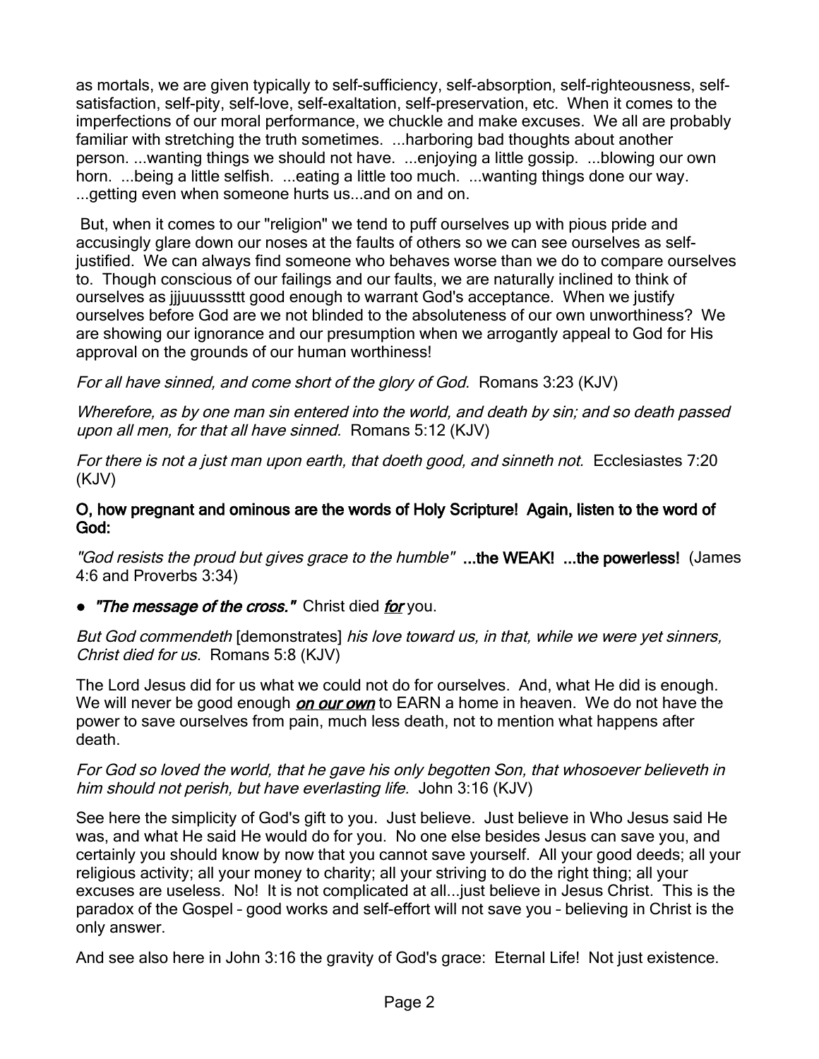as mortals, we are given typically to self-sufficiency, self-absorption, self-righteousness, self-satisfaction, self-pity, self-love, self-exaltation, self-preservation, etc. When it comes to the imperfections of our moral performance, we chuckle and make excuses. We all are probably familiar with stretching the truth sometimes. ...harboring bad thoughts about another person. ...wanting things we should not have. ...enjoying a little gossip. ...blowing our own horn. ...being a little selfish. ...eating a little too much. ...wanting things done our way. ...getting even when someone hurts us...and on and on.

But, when it comes to our "religion" we tend to puff ourselves up with pious pride and accusingly glare down our noses at the faults of others so we can see ourselves as self-justified. We can always find someone who behaves worse than we do to compare ourselves to. Though conscious of our failings and our faults, we are naturally inclined to think of ourselves as jjjuuusssttt good enough to warrant God's acceptance. When we justify ourselves before God are we not blinded to the absoluteness of our own unworthiness? We are showing our ignorance and our presumption when we arrogantly appeal to God for His approval on the grounds of our human worthiness!

*For all have sinned, and come short of the glory of God.* Romans 3:23 (KJV)

*Wherefore, as by one man sin entered into the world, and death by sin; and so death passed upon all men, for that all have sinned.* Romans 5:12 (KJV)

*For there is not a just man upon earth, that doeth good, and sinneth not.* Ecclesiastes 7:20 (KJV)

**O, how pregnant and ominous are the words of Holy Scripture! Again, listen to the word of God:**

*"God resists the proud but gives grace to the humble"* **...the WEAK! ...the powerless!** (James 4:6 and Proverbs 3:34)

- ***"The message of the cross."*** Christ died ***for*** you.

*But God commendeth* [demonstrates] *his love toward us, in that, while we were yet sinners, Christ died for us.* Romans 5:8 (KJV)

The Lord Jesus did for us what we could not do for ourselves. And, what He did is enough. We will never be good enough ***on our own*** to EARN a home in heaven. We do not have the power to save ourselves from pain, much less death, not to mention what happens after death.

*For God so loved the world, that he gave his only begotten Son, that whosoever believeth in him should not perish, but have everlasting life.* John 3:16 (KJV)

See here the simplicity of God's gift to you. Just believe. Just believe in Who Jesus said He was, and what He said He would do for you. No one else besides Jesus can save you, and certainly you should know by now that you cannot save yourself. All your good deeds; all your religious activity; all your money to charity; all your striving to do the right thing; all your excuses are useless. No! It is not complicated at all...just believe in Jesus Christ. This is the paradox of the Gospel – good works and self-effort will not save you – believing in Christ is the only answer.

And see also here in John 3:16 the gravity of God's grace: Eternal Life! Not just existence.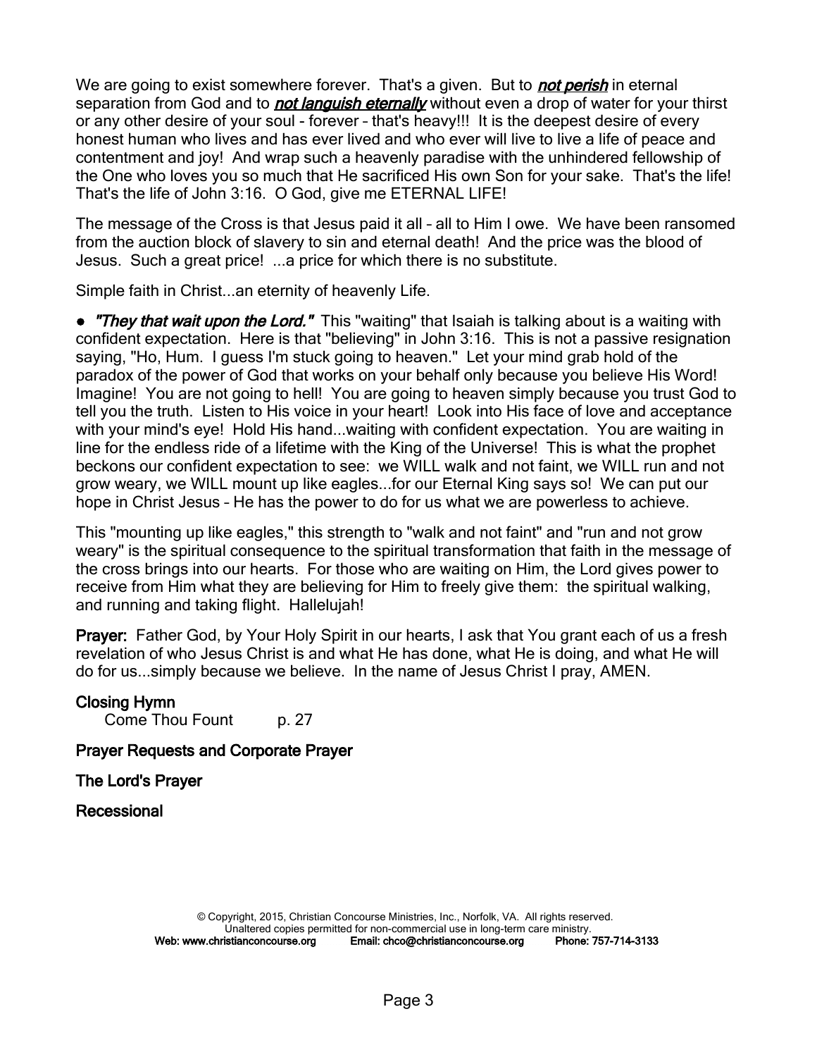We are going to exist somewhere forever. That's a given. But to ***not perish*** in eternal separation from God and to ***not languish eternally*** without even a drop of water for your thirst or any other desire of your soul - forever – that's heavy!!! It is the deepest desire of every honest human who lives and has ever lived and who ever will live to live a life of peace and contentment and joy! And wrap such a heavenly paradise with the unhindered fellowship of the One who loves you so much that He sacrificed His own Son for your sake. That's the life! That's the life of John 3:16. O God, give me ETERNAL LIFE!

The message of the Cross is that Jesus paid it all – all to Him I owe. We have been ransomed from the auction block of slavery to sin and eternal death! And the price was the blood of Jesus. Such a great price! ...a price for which there is no substitute.

Simple faith in Christ...an eternity of heavenly Life.

- ***"They that wait upon the Lord."*** This "waiting" that Isaiah is talking about is a waiting with confident expectation. Here is that "believing" in John 3:16. This is not a passive resignation saying, "Ho, Hum. I guess I'm stuck going to heaven." Let your mind grab hold of the paradox of the power of God that works on your behalf only because you believe His Word! Imagine! You are not going to hell! You are going to heaven simply because you trust God to tell you the truth. Listen to His voice in your heart! Look into His face of love and acceptance with your mind's eye! Hold His hand...waiting with confident expectation. You are waiting in line for the endless ride of a lifetime with the King of the Universe! This is what the prophet beckons our confident expectation to see: we WILL walk and not faint, we WILL run and not grow weary, we WILL mount up like eagles...for our Eternal King says so! We can put our hope in Christ Jesus – He has the power to do for us what we are powerless to achieve.

This "mounting up like eagles," this strength to "walk and not faint" and "run and not grow weary" is the spiritual consequence to the spiritual transformation that faith in the message of the cross brings into our hearts. For those who are waiting on Him, the Lord gives power to receive from Him what they are believing for Him to freely give them: the spiritual walking, and running and taking flight. Hallelujah!

**Prayer:** Father God, by Your Holy Spirit in our hearts, I ask that You grant each of us a fresh revelation of who Jesus Christ is and what He has done, what He is doing, and what He will do for us...simply because we believe. In the name of Jesus Christ I pray, AMEN.

**Closing Hymn**

Come Thou Fount p. 27

**Prayer Requests and Corporate Prayer**

**The Lord's Prayer**

**Recessional**

© Copyright, 2015, Christian Concourse Ministries, Inc., Norfolk, VA. All rights reserved.
Unaltered copies permitted for non-commercial use in long-term care ministry.
Web: www.christianconcourse.org Email: chco@christianconcourse.org Phone: 757-714-3133